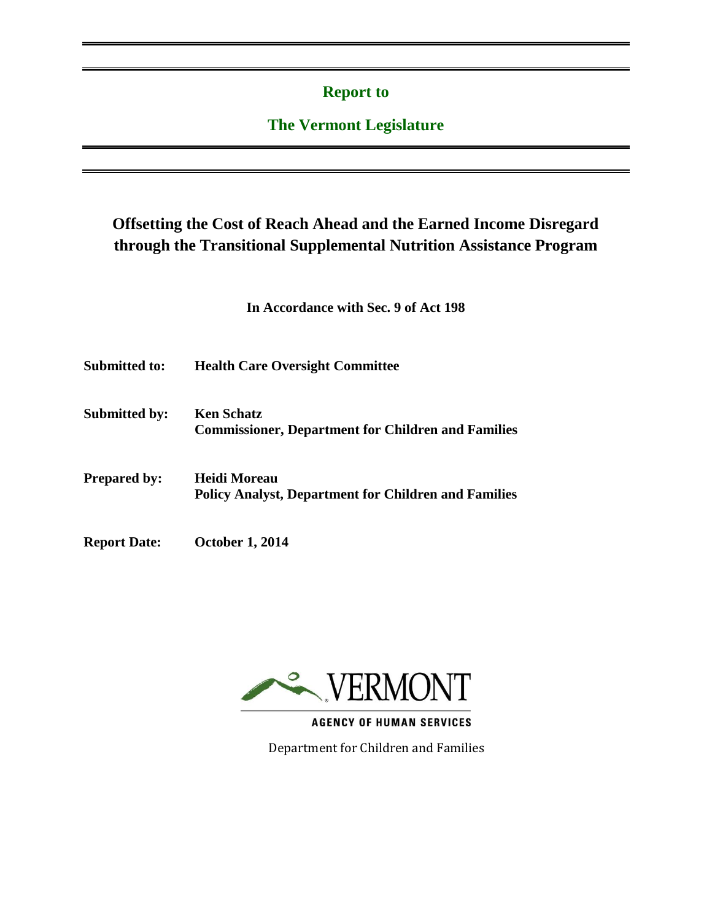**Report to**

**The Vermont Legislature**

# Offsetting the Cost of Reach Ahead and the Earned Income Disregard through the Transitional Supplemental Nutrition Assistance Program

**In Accordance with Sec. 9 of Act 198**

**Submitted to:** **Health Care Oversight Committee**

**Submitted by:** **Ken Schatz**
**Commissioner, Department for Children and Families**

**Prepared by:** **Heidi Moreau**
**Policy Analyst, Department for Children and Families**

**Report Date:** **October 1, 2014**

VERMONT

AGENCY OF HUMAN SERVICES

Department for Children and Families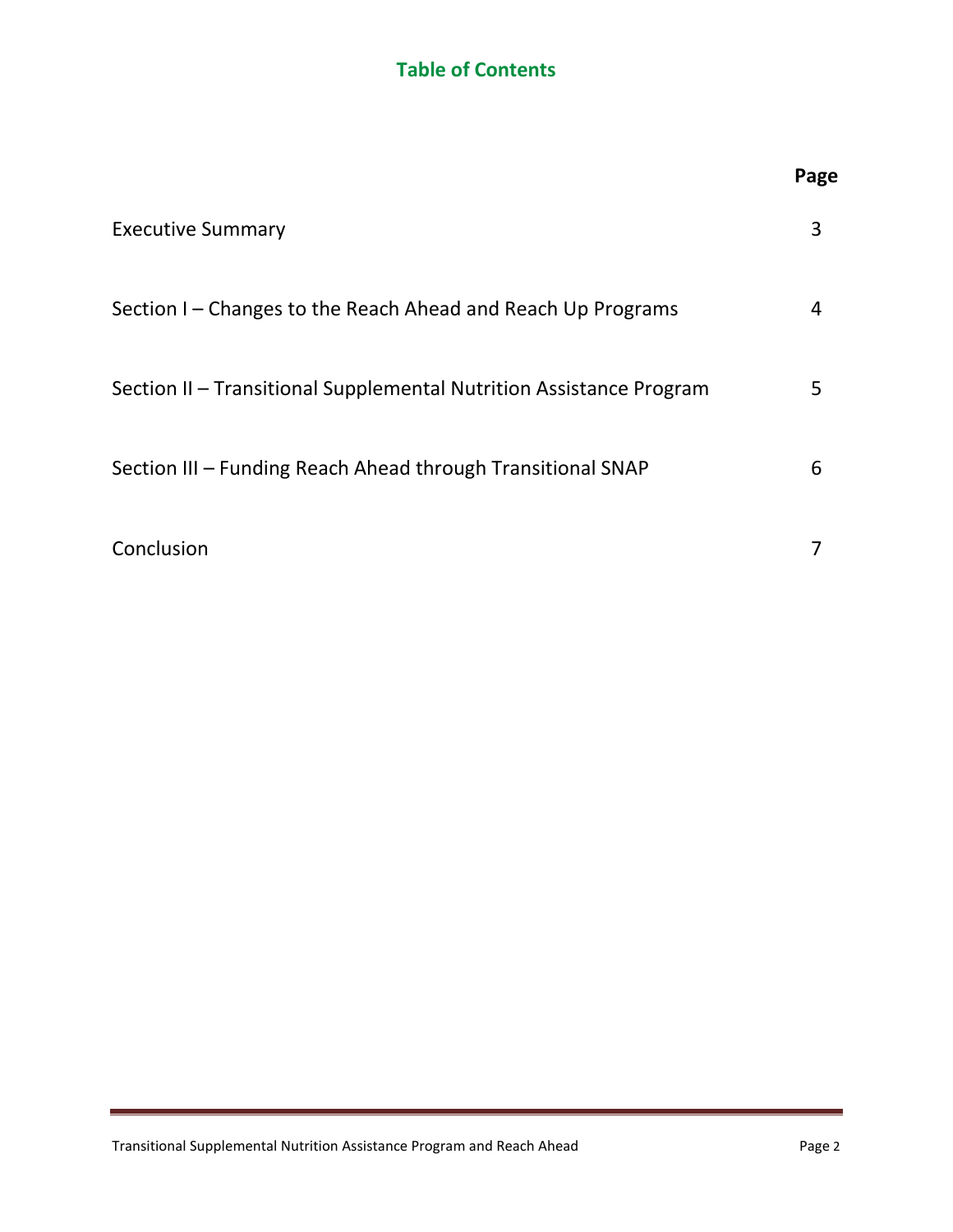# Table of Contents

| | Page |
|---|---|
| Executive Summary | 3 |
| Section I – Changes to the Reach Ahead and Reach Up Programs | 4 |
| Section II – Transitional Supplemental Nutrition Assistance Program | 5 |
| Section III – Funding Reach Ahead through Transitional SNAP | 6 |
| Conclusion | 7 |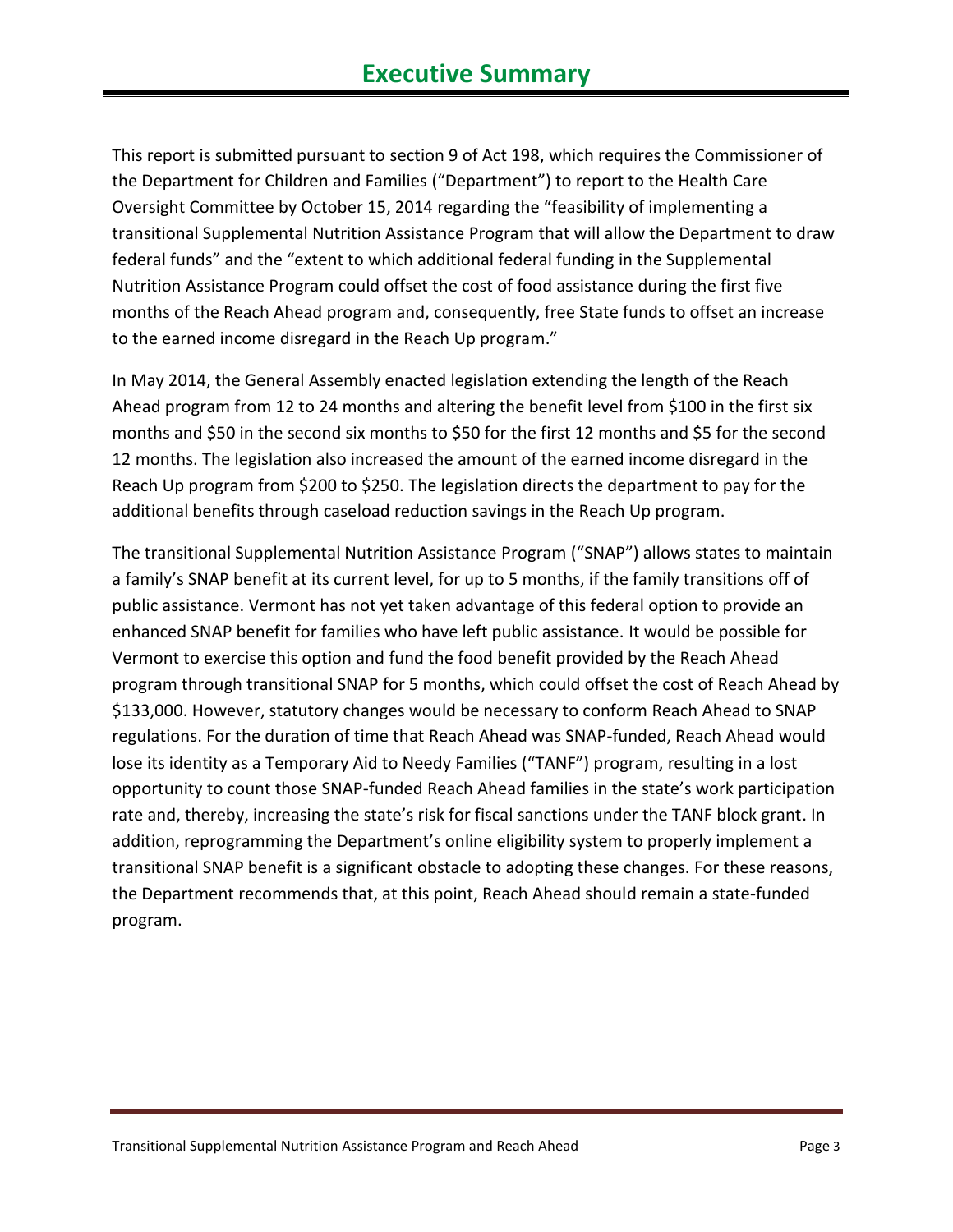# Executive Summary

This report is submitted pursuant to section 9 of Act 198, which requires the Commissioner of the Department for Children and Families ("Department") to report to the Health Care Oversight Committee by October 15, 2014 regarding the "feasibility of implementing a transitional Supplemental Nutrition Assistance Program that will allow the Department to draw federal funds" and the "extent to which additional federal funding in the Supplemental Nutrition Assistance Program could offset the cost of food assistance during the first five months of the Reach Ahead program and, consequently, free State funds to offset an increase to the earned income disregard in the Reach Up program."

In May 2014, the General Assembly enacted legislation extending the length of the Reach Ahead program from 12 to 24 months and altering the benefit level from $100 in the first six months and $50 in the second six months to $50 for the first 12 months and $5 for the second 12 months. The legislation also increased the amount of the earned income disregard in the Reach Up program from $200 to $250. The legislation directs the department to pay for the additional benefits through caseload reduction savings in the Reach Up program.

The transitional Supplemental Nutrition Assistance Program ("SNAP") allows states to maintain a family's SNAP benefit at its current level, for up to 5 months, if the family transitions off of public assistance. Vermont has not yet taken advantage of this federal option to provide an enhanced SNAP benefit for families who have left public assistance. It would be possible for Vermont to exercise this option and fund the food benefit provided by the Reach Ahead program through transitional SNAP for 5 months, which could offset the cost of Reach Ahead by $133,000. However, statutory changes would be necessary to conform Reach Ahead to SNAP regulations. For the duration of time that Reach Ahead was SNAP-funded, Reach Ahead would lose its identity as a Temporary Aid to Needy Families ("TANF") program, resulting in a lost opportunity to count those SNAP-funded Reach Ahead families in the state's work participation rate and, thereby, increasing the state's risk for fiscal sanctions under the TANF block grant. In addition, reprogramming the Department's online eligibility system to properly implement a transitional SNAP benefit is a significant obstacle to adopting these changes. For these reasons, the Department recommends that, at this point, Reach Ahead should remain a state-funded program.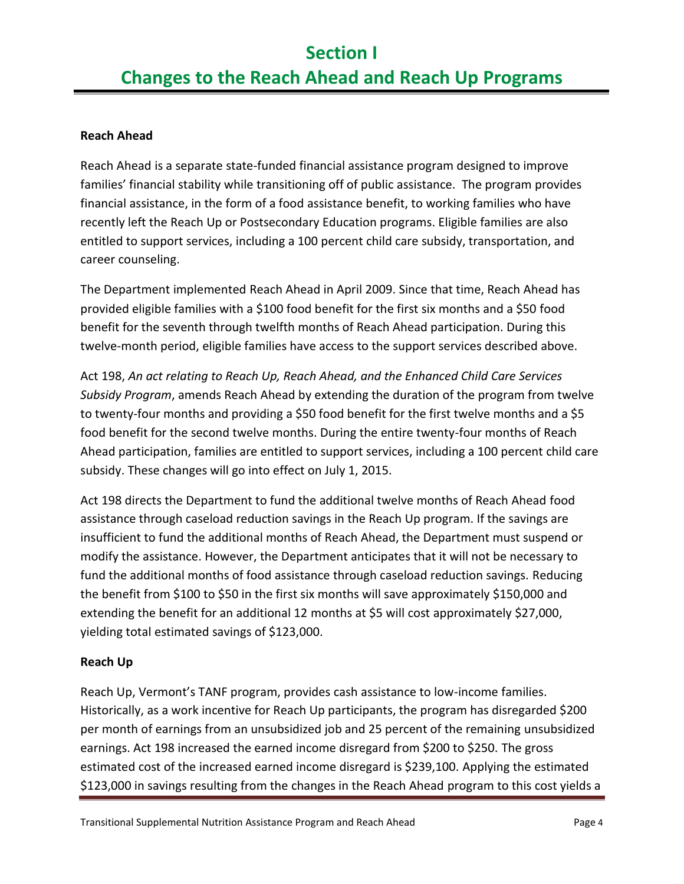# Section I
# Changes to the Reach Ahead and Reach Up Programs

**Reach Ahead**

Reach Ahead is a separate state-funded financial assistance program designed to improve families' financial stability while transitioning off of public assistance. The program provides financial assistance, in the form of a food assistance benefit, to working families who have recently left the Reach Up or Postsecondary Education programs. Eligible families are also entitled to support services, including a 100 percent child care subsidy, transportation, and career counseling.

The Department implemented Reach Ahead in April 2009. Since that time, Reach Ahead has provided eligible families with a $100 food benefit for the first six months and a $50 food benefit for the seventh through twelfth months of Reach Ahead participation. During this twelve-month period, eligible families have access to the support services described above.

Act 198, *An act relating to Reach Up, Reach Ahead, and the Enhanced Child Care Services Subsidy Program*, amends Reach Ahead by extending the duration of the program from twelve to twenty-four months and providing a $50 food benefit for the first twelve months and a $5 food benefit for the second twelve months. During the entire twenty-four months of Reach Ahead participation, families are entitled to support services, including a 100 percent child care subsidy. These changes will go into effect on July 1, 2015.

Act 198 directs the Department to fund the additional twelve months of Reach Ahead food assistance through caseload reduction savings in the Reach Up program. If the savings are insufficient to fund the additional months of Reach Ahead, the Department must suspend or modify the assistance. However, the Department anticipates that it will not be necessary to fund the additional months of food assistance through caseload reduction savings. Reducing the benefit from $100 to $50 in the first six months will save approximately $150,000 and extending the benefit for an additional 12 months at $5 will cost approximately $27,000, yielding total estimated savings of $123,000.

**Reach Up**

Reach Up, Vermont's TANF program, provides cash assistance to low-income families. Historically, as a work incentive for Reach Up participants, the program has disregarded $200 per month of earnings from an unsubsidized job and 25 percent of the remaining unsubsidized earnings. Act 198 increased the earned income disregard from $200 to $250. The gross estimated cost of the increased earned income disregard is $239,100. Applying the estimated $123,000 in savings resulting from the changes in the Reach Ahead program to this cost yields a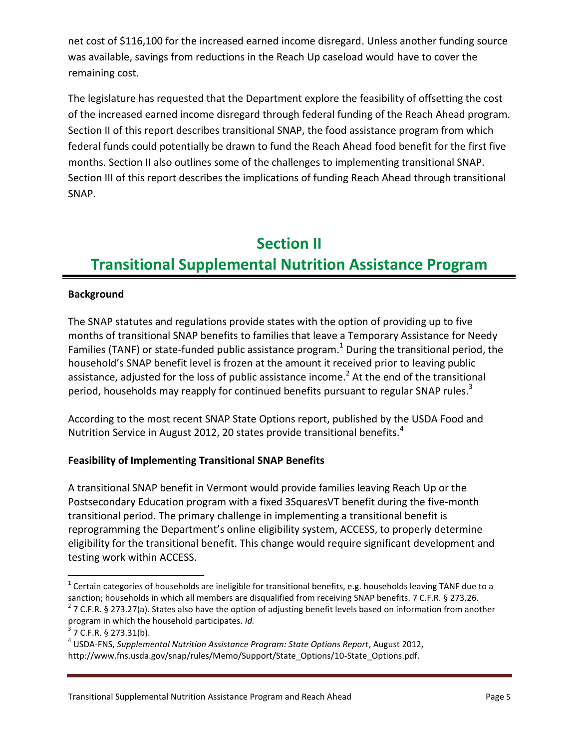net cost of $116,100 for the increased earned income disregard. Unless another funding source was available, savings from reductions in the Reach Up caseload would have to cover the remaining cost.

The legislature has requested that the Department explore the feasibility of offsetting the cost of the increased earned income disregard through federal funding of the Reach Ahead program. Section II of this report describes transitional SNAP, the food assistance program from which federal funds could potentially be drawn to fund the Reach Ahead food benefit for the first five months. Section II also outlines some of the challenges to implementing transitional SNAP. Section III of this report describes the implications of funding Reach Ahead through transitional SNAP.

# Section II
# Transitional Supplemental Nutrition Assistance Program

### Background

The SNAP statutes and regulations provide states with the option of providing up to five months of transitional SNAP benefits to families that leave a Temporary Assistance for Needy Families (TANF) or state-funded public assistance program.[1] During the transitional period, the household's SNAP benefit level is frozen at the amount it received prior to leaving public assistance, adjusted for the loss of public assistance income.[2] At the end of the transitional period, households may reapply for continued benefits pursuant to regular SNAP rules.[3]

According to the most recent SNAP State Options report, published by the USDA Food and Nutrition Service in August 2012, 20 states provide transitional benefits.[4]

### Feasibility of Implementing Transitional SNAP Benefits

A transitional SNAP benefit in Vermont would provide families leaving Reach Up or the Postsecondary Education program with a fixed 3SquaresVT benefit during the five-month transitional period. The primary challenge in implementing a transitional benefit is reprogramming the Department's online eligibility system, ACCESS, to properly determine eligibility for the transitional benefit. This change would require significant development and testing work within ACCESS.

---

[1] Certain categories of households are ineligible for transitional benefits, e.g. households leaving TANF due to a sanction; households in which all members are disqualified from receiving SNAP benefits. 7 C.F.R. § 273.26.

[2] 7 C.F.R. § 273.27(a). States also have the option of adjusting benefit levels based on information from another program in which the household participates. *Id.*

[3] 7 C.F.R. § 273.31(b).

[4] USDA-FNS, *Supplemental Nutrition Assistance Program: State Options Report*, August 2012, http://www.fns.usda.gov/snap/rules/Memo/Support/State_Options/10-State_Options.pdf.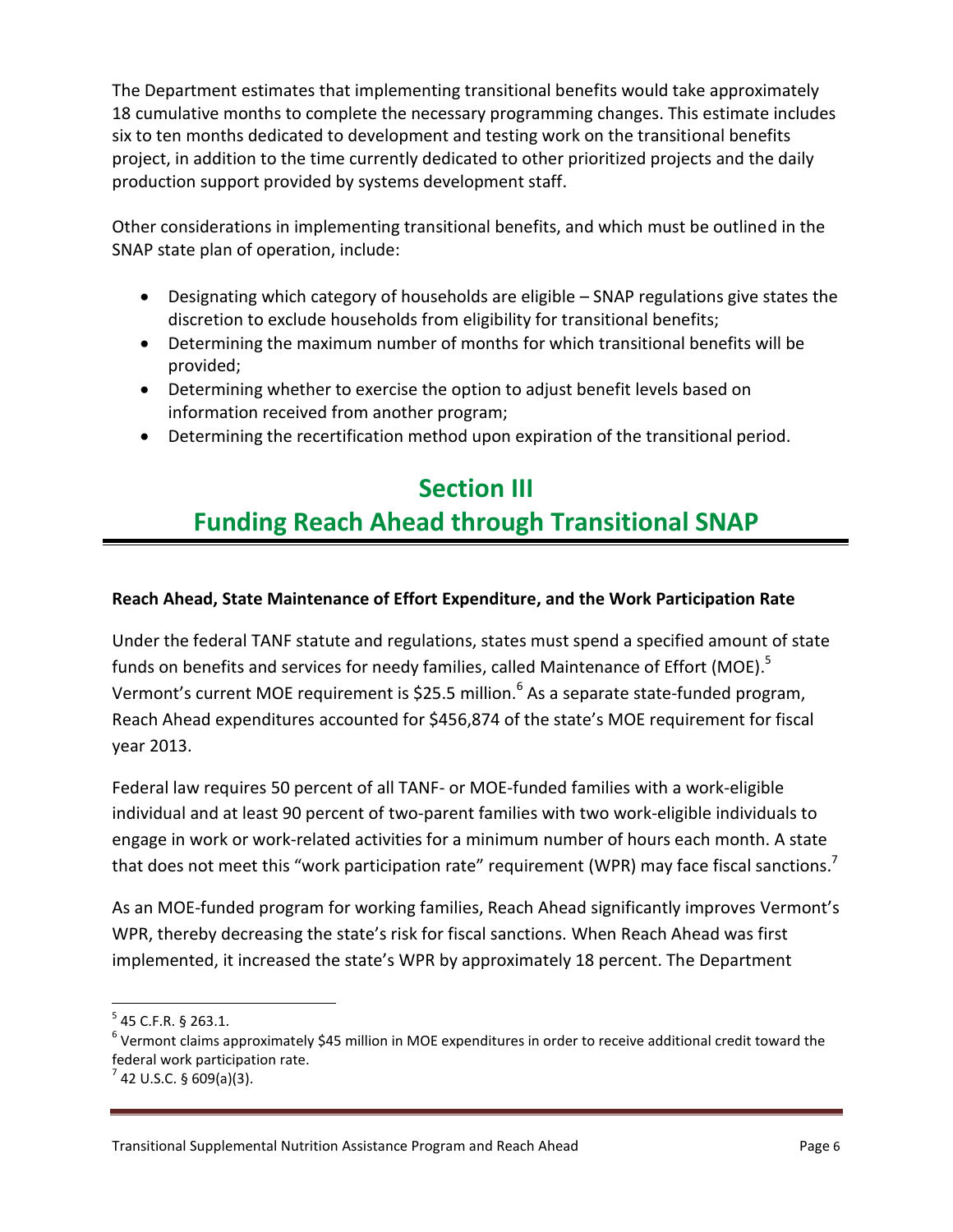The Department estimates that implementing transitional benefits would take approximately 18 cumulative months to complete the necessary programming changes. This estimate includes six to ten months dedicated to development and testing work on the transitional benefits project, in addition to the time currently dedicated to other prioritized projects and the daily production support provided by systems development staff.

Other considerations in implementing transitional benefits, and which must be outlined in the SNAP state plan of operation, include:

- Designating which category of households are eligible – SNAP regulations give states the discretion to exclude households from eligibility for transitional benefits;
- Determining the maximum number of months for which transitional benefits will be provided;
- Determining whether to exercise the option to adjust benefit levels based on information received from another program;
- Determining the recertification method upon expiration of the transitional period.

# Section III
# Funding Reach Ahead through Transitional SNAP

**Reach Ahead, State Maintenance of Effort Expenditure, and the Work Participation Rate**

Under the federal TANF statute and regulations, states must spend a specified amount of state funds on benefits and services for needy families, called Maintenance of Effort (MOE).[5] Vermont's current MOE requirement is $25.5 million.[6] As a separate state-funded program, Reach Ahead expenditures accounted for $456,874 of the state's MOE requirement for fiscal year 2013.

Federal law requires 50 percent of all TANF- or MOE-funded families with a work-eligible individual and at least 90 percent of two-parent families with two work-eligible individuals to engage in work or work-related activities for a minimum number of hours each month. A state that does not meet this "work participation rate" requirement (WPR) may face fiscal sanctions.[7]

As an MOE-funded program for working families, Reach Ahead significantly improves Vermont's WPR, thereby decreasing the state's risk for fiscal sanctions. When Reach Ahead was first implemented, it increased the state's WPR by approximately 18 percent. The Department

---

[5] 45 C.F.R. § 263.1.

[6] Vermont claims approximately $45 million in MOE expenditures in order to receive additional credit toward the federal work participation rate.

[7] 42 U.S.C. § 609(a)(3).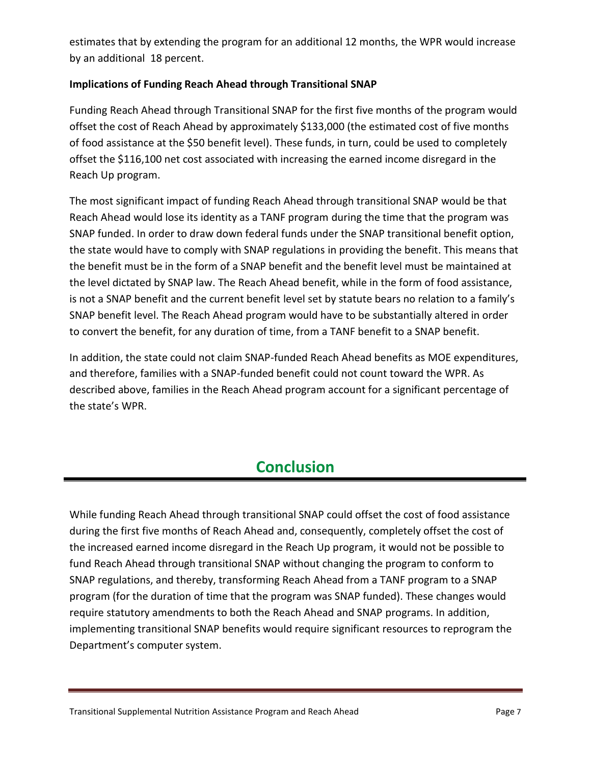estimates that by extending the program for an additional 12 months, the WPR would increase by an additional 18 percent.

**Implications of Funding Reach Ahead through Transitional SNAP**

Funding Reach Ahead through Transitional SNAP for the first five months of the program would offset the cost of Reach Ahead by approximately $133,000 (the estimated cost of five months of food assistance at the $50 benefit level). These funds, in turn, could be used to completely offset the $116,100 net cost associated with increasing the earned income disregard in the Reach Up program.

The most significant impact of funding Reach Ahead through transitional SNAP would be that Reach Ahead would lose its identity as a TANF program during the time that the program was SNAP funded. In order to draw down federal funds under the SNAP transitional benefit option, the state would have to comply with SNAP regulations in providing the benefit. This means that the benefit must be in the form of a SNAP benefit and the benefit level must be maintained at the level dictated by SNAP law. The Reach Ahead benefit, while in the form of food assistance, is not a SNAP benefit and the current benefit level set by statute bears no relation to a family's SNAP benefit level. The Reach Ahead program would have to be substantially altered in order to convert the benefit, for any duration of time, from a TANF benefit to a SNAP benefit.

In addition, the state could not claim SNAP-funded Reach Ahead benefits as MOE expenditures, and therefore, families with a SNAP-funded benefit could not count toward the WPR. As described above, families in the Reach Ahead program account for a significant percentage of the state's WPR.

## Conclusion

While funding Reach Ahead through transitional SNAP could offset the cost of food assistance during the first five months of Reach Ahead and, consequently, completely offset the cost of the increased earned income disregard in the Reach Up program, it would not be possible to fund Reach Ahead through transitional SNAP without changing the program to conform to SNAP regulations, and thereby, transforming Reach Ahead from a TANF program to a SNAP program (for the duration of time that the program was SNAP funded). These changes would require statutory amendments to both the Reach Ahead and SNAP programs. In addition, implementing transitional SNAP benefits would require significant resources to reprogram the Department's computer system.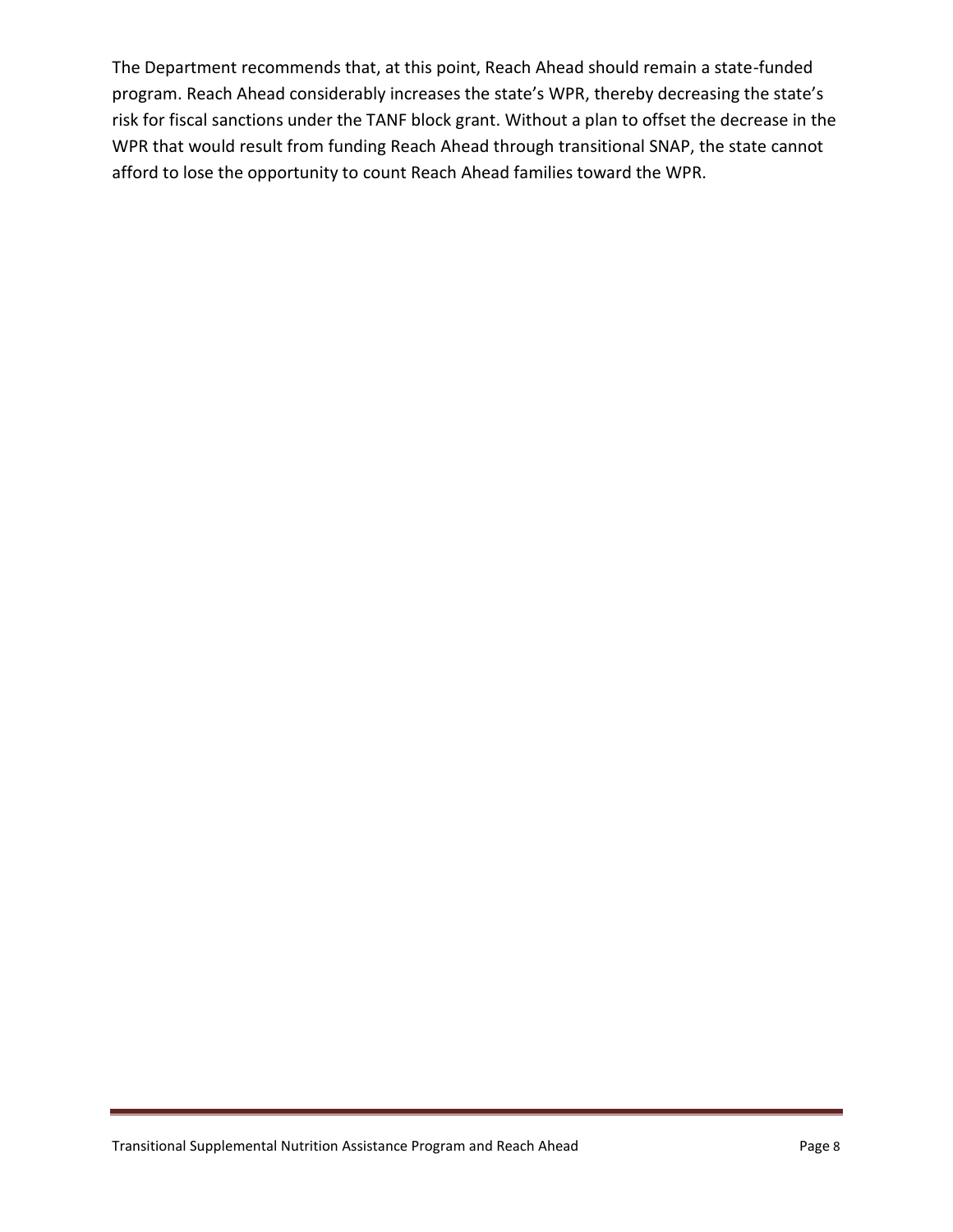The Department recommends that, at this point, Reach Ahead should remain a state-funded program. Reach Ahead considerably increases the state's WPR, thereby decreasing the state's risk for fiscal sanctions under the TANF block grant. Without a plan to offset the decrease in the WPR that would result from funding Reach Ahead through transitional SNAP, the state cannot afford to lose the opportunity to count Reach Ahead families toward the WPR.